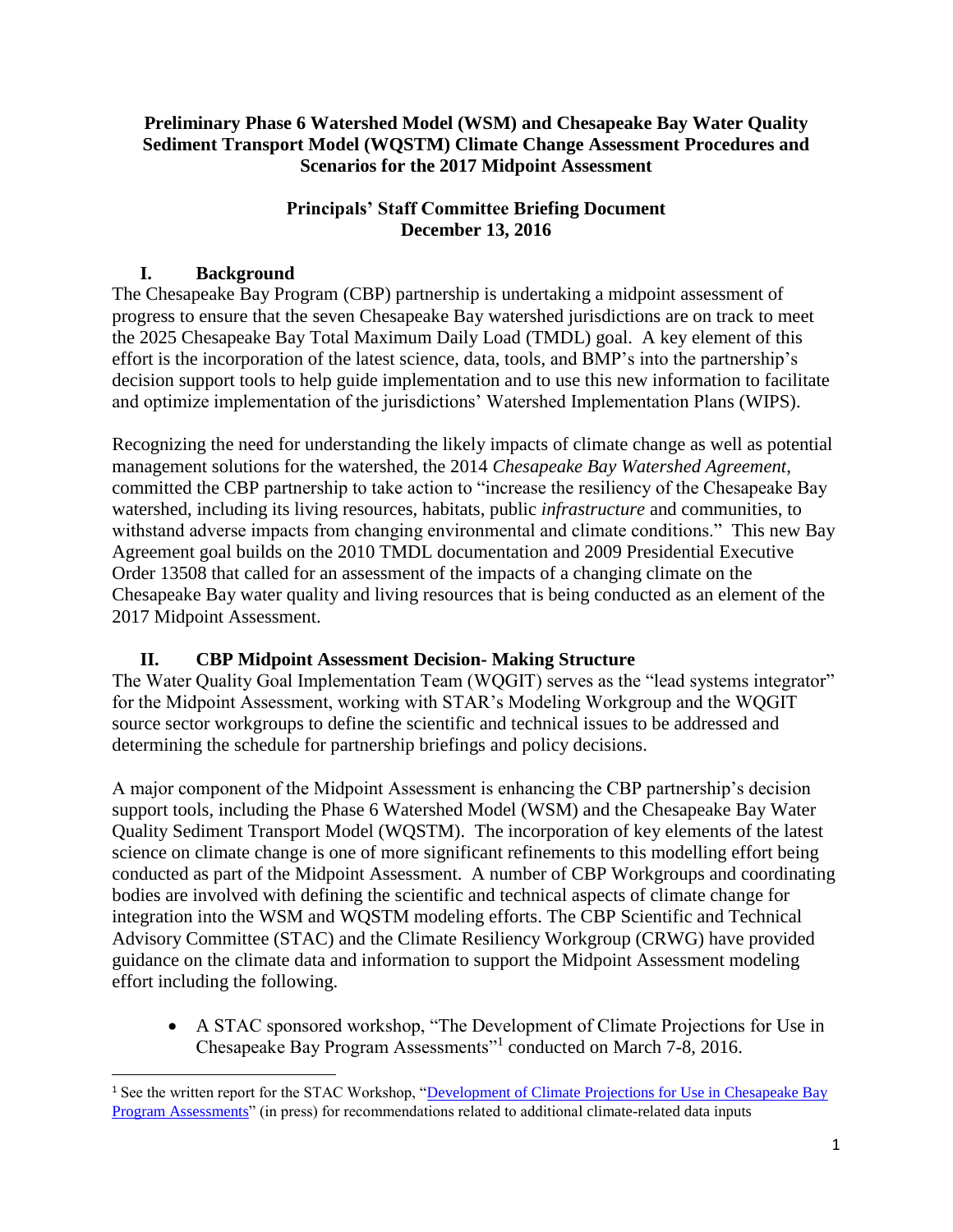# Preliminary Phase 6 Watershed Model (WSM) and Chesapeake Bay Water Quality Sediment Transport Model (WQSTM) Climate Change Assessment Procedures and Scenarios for the 2017 Midpoint Assessment

## Principals' Staff Committee Briefing Document
## December 13, 2016

### I. Background

The Chesapeake Bay Program (CBP) partnership is undertaking a midpoint assessment of progress to ensure that the seven Chesapeake Bay watershed jurisdictions are on track to meet the 2025 Chesapeake Bay Total Maximum Daily Load (TMDL) goal. A key element of this effort is the incorporation of the latest science, data, tools, and BMP's into the partnership's decision support tools to help guide implementation and to use this new information to facilitate and optimize implementation of the jurisdictions' Watershed Implementation Plans (WIPS).

Recognizing the need for understanding the likely impacts of climate change as well as potential management solutions for the watershed, the 2014 *Chesapeake Bay Watershed Agreement*, committed the CBP partnership to take action to "increase the resiliency of the Chesapeake Bay watershed, including its living resources, habitats, public *infrastructure* and communities, to withstand adverse impacts from changing environmental and climate conditions." This new Bay Agreement goal builds on the 2010 TMDL documentation and 2009 Presidential Executive Order 13508 that called for an assessment of the impacts of a changing climate on the Chesapeake Bay water quality and living resources that is being conducted as an element of the 2017 Midpoint Assessment.

### II. CBP Midpoint Assessment Decision- Making Structure

The Water Quality Goal Implementation Team (WQGIT) serves as the "lead systems integrator" for the Midpoint Assessment, working with STAR's Modeling Workgroup and the WQGIT source sector workgroups to define the scientific and technical issues to be addressed and determining the schedule for partnership briefings and policy decisions.

A major component of the Midpoint Assessment is enhancing the CBP partnership's decision support tools, including the Phase 6 Watershed Model (WSM) and the Chesapeake Bay Water Quality Sediment Transport Model (WQSTM). The incorporation of key elements of the latest science on climate change is one of more significant refinements to this modelling effort being conducted as part of the Midpoint Assessment. A number of CBP Workgroups and coordinating bodies are involved with defining the scientific and technical aspects of climate change for integration into the WSM and WQSTM modeling efforts. The CBP Scientific and Technical Advisory Committee (STAC) and the Climate Resiliency Workgroup (CRWG) have provided guidance on the climate data and information to support the Midpoint Assessment modeling effort including the following.

- A STAC sponsored workshop, "The Development of Climate Projections for Use in Chesapeake Bay Program Assessments"[1] conducted on March 7-8, 2016.

[1] See the written report for the STAC Workshop, "Development of Climate Projections for Use in Chesapeake Bay Program Assessments" (in press) for recommendations related to additional climate-related data inputs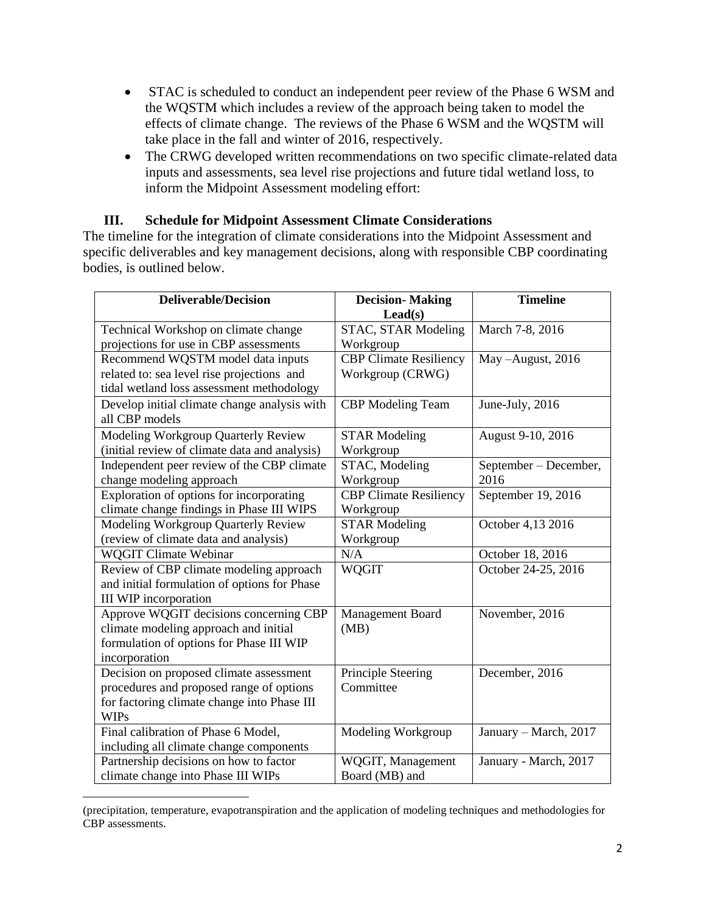- STAC is scheduled to conduct an independent peer review of the Phase 6 WSM and the WQSTM which includes a review of the approach being taken to model the effects of climate change. The reviews of the Phase 6 WSM and the WQSTM will take place in the fall and winter of 2016, respectively.
- The CRWG developed written recommendations on two specific climate-related data inputs and assessments, sea level rise projections and future tidal wetland loss, to inform the Midpoint Assessment modeling effort:

## III. Schedule for Midpoint Assessment Climate Considerations

The timeline for the integration of climate considerations into the Midpoint Assessment and specific deliverables and key management decisions, along with responsible CBP coordinating bodies, is outlined below.

| Deliverable/Decision | Decision- Making Lead(s) | Timeline |
|---|---|---|
| Technical Workshop on climate change projections for use in CBP assessments | STAC, STAR Modeling Workgroup | March 7-8, 2016 |
| Recommend WQSTM model data inputs related to: sea level rise projections and tidal wetland loss assessment methodology | CBP Climate Resiliency Workgroup (CRWG) | May –August, 2016 |
| Develop initial climate change analysis with all CBP models | CBP Modeling Team | June-July, 2016 |
| Modeling Workgroup Quarterly Review (initial review of climate data and analysis) | STAR Modeling Workgroup | August 9-10, 2016 |
| Independent peer review of the CBP climate change modeling approach | STAC, Modeling Workgroup | September – December, 2016 |
| Exploration of options for incorporating climate change findings in Phase III WIPS | CBP Climate Resiliency Workgroup | September 19, 2016 |
| Modeling Workgroup Quarterly Review (review of climate data and analysis) | STAR Modeling Workgroup | October 4,13 2016 |
| WQGIT Climate Webinar | N/A | October 18, 2016 |
| Review of CBP climate modeling approach and initial formulation of options for Phase III WIP incorporation | WQGIT | October 24-25, 2016 |
| Approve WQGIT decisions concerning CBP climate modeling approach and initial formulation of options for Phase III WIP incorporation | Management Board (MB) | November, 2016 |
| Decision on proposed climate assessment procedures and proposed range of options for factoring climate change into Phase III WIPs | Principle Steering Committee | December, 2016 |
| Final calibration of Phase 6 Model, including all climate change components | Modeling Workgroup | January – March, 2017 |
| Partnership decisions on how to factor climate change into Phase III WIPs | WQGIT, Management Board (MB) and | January - March, 2017 |

(precipitation, temperature, evapotranspiration and the application of modeling techniques and methodologies for CBP assessments.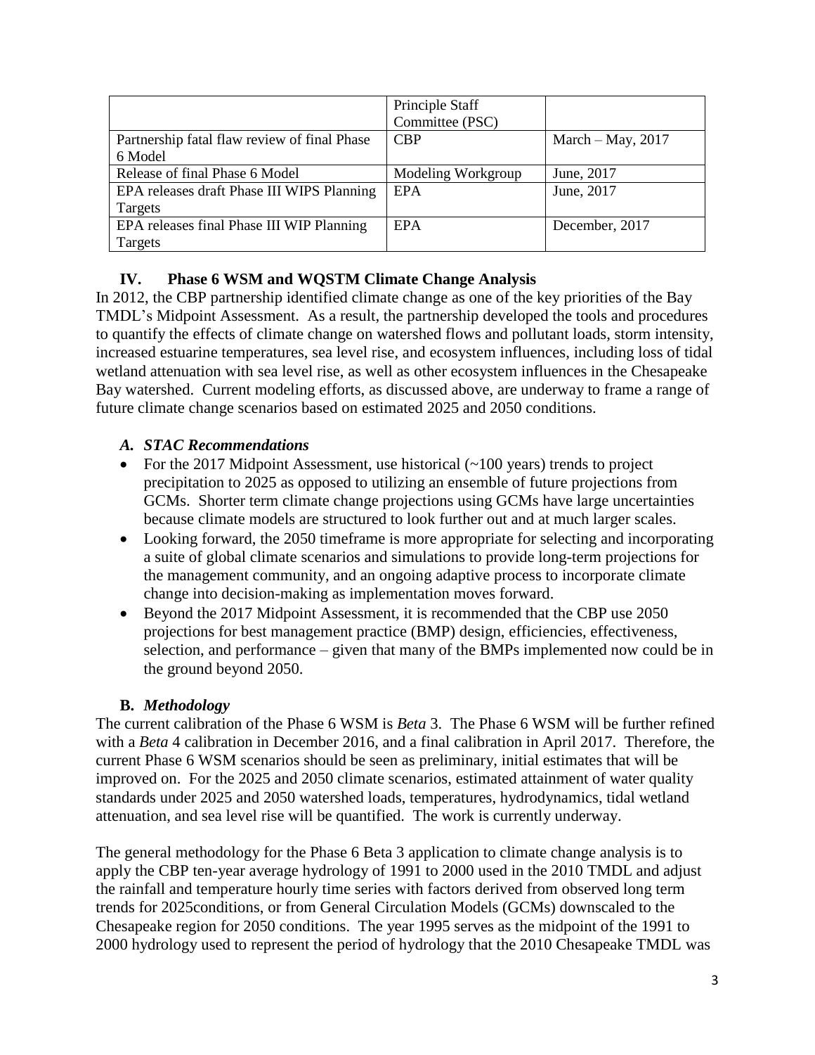| | Principle Staff Committee (PSC) | |
| --- | --- | --- |
| Partnership fatal flaw review of final Phase 6 Model | CBP | March – May, 2017 |
| Release of final Phase 6 Model | Modeling Workgroup | June, 2017 |
| EPA releases draft Phase III WIPS Planning Targets | EPA | June, 2017 |
| EPA releases final Phase III WIP Planning Targets | EPA | December, 2017 |

## IV. Phase 6 WSM and WQSTM Climate Change Analysis

In 2012, the CBP partnership identified climate change as one of the key priorities of the Bay TMDL's Midpoint Assessment. As a result, the partnership developed the tools and procedures to quantify the effects of climate change on watershed flows and pollutant loads, storm intensity, increased estuarine temperatures, sea level rise, and ecosystem influences, including loss of tidal wetland attenuation with sea level rise, as well as other ecosystem influences in the Chesapeake Bay watershed. Current modeling efforts, as discussed above, are underway to frame a range of future climate change scenarios based on estimated 2025 and 2050 conditions.

### *A. STAC Recommendations*

- For the 2017 Midpoint Assessment, use historical (~100 years) trends to project precipitation to 2025 as opposed to utilizing an ensemble of future projections from GCMs. Shorter term climate change projections using GCMs have large uncertainties because climate models are structured to look further out and at much larger scales.
- Looking forward, the 2050 timeframe is more appropriate for selecting and incorporating a suite of global climate scenarios and simulations to provide long-term projections for the management community, and an ongoing adaptive process to incorporate climate change into decision-making as implementation moves forward.
- Beyond the 2017 Midpoint Assessment, it is recommended that the CBP use 2050 projections for best management practice (BMP) design, efficiencies, effectiveness, selection, and performance – given that many of the BMPs implemented now could be in the ground beyond 2050.

### **B.** *Methodology*

The current calibration of the Phase 6 WSM is *Beta* 3. The Phase 6 WSM will be further refined with a *Beta* 4 calibration in December 2016, and a final calibration in April 2017. Therefore, the current Phase 6 WSM scenarios should be seen as preliminary, initial estimates that will be improved on. For the 2025 and 2050 climate scenarios, estimated attainment of water quality standards under 2025 and 2050 watershed loads, temperatures, hydrodynamics, tidal wetland attenuation, and sea level rise will be quantified. The work is currently underway.

The general methodology for the Phase 6 Beta 3 application to climate change analysis is to apply the CBP ten-year average hydrology of 1991 to 2000 used in the 2010 TMDL and adjust the rainfall and temperature hourly time series with factors derived from observed long term trends for 2025conditions, or from General Circulation Models (GCMs) downscaled to the Chesapeake region for 2050 conditions. The year 1995 serves as the midpoint of the 1991 to 2000 hydrology used to represent the period of hydrology that the 2010 Chesapeake TMDL was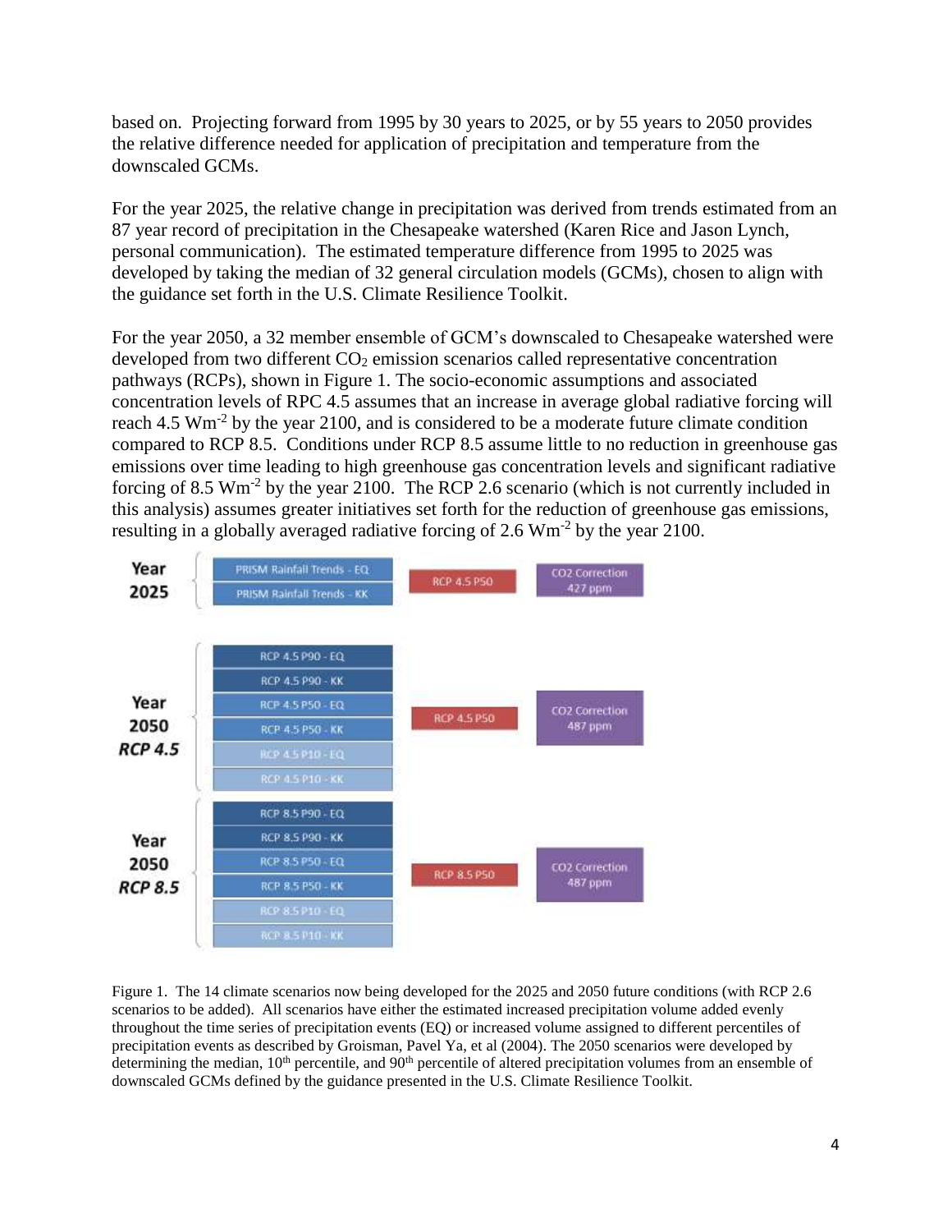based on. Projecting forward from 1995 by 30 years to 2025, or by 55 years to 2050 provides the relative difference needed for application of precipitation and temperature from the downscaled GCMs.

For the year 2025, the relative change in precipitation was derived from trends estimated from an 87 year record of precipitation in the Chesapeake watershed (Karen Rice and Jason Lynch, personal communication). The estimated temperature difference from 1995 to 2025 was developed by taking the median of 32 general circulation models (GCMs), chosen to align with the guidance set forth in the U.S. Climate Resilience Toolkit.

For the year 2050, a 32 member ensemble of GCM's downscaled to Chesapeake watershed were developed from two different $CO_2$ emission scenarios called representative concentration pathways (RCPs), shown in Figure 1. The socio-economic assumptions and associated concentration levels of RPC 4.5 assumes that an increase in average global radiative forcing will reach 4.5 $Wm^{-2}$ by the year 2100, and is considered to be a moderate future climate condition compared to RCP 8.5. Conditions under RCP 8.5 assume little to no reduction in greenhouse gas emissions over time leading to high greenhouse gas concentration levels and significant radiative forcing of 8.5 $Wm^{-2}$ by the year 2100. The RCP 2.6 scenario (which is not currently included in this analysis) assumes greater initiatives set forth for the reduction of greenhouse gas emissions, resulting in a globally averaged radiative forcing of 2.6 $Wm^{-2}$ by the year 2100.

| | Precipitation Scenarios | Temperature | $CO_2$ |
|---|---|---|---|
| **Year 2025** | PRISM Rainfall Trends - EQ | RCP 4.5 P50 | CO2 Correction 427 ppm |
| | PRISM Rainfall Trends - KK | | |
| **Year 2050 *RCP 4.5*** | RCP 4.5 P90 - EQ | RCP 4.5 P50 | CO2 Correction 487 ppm |
| | RCP 4.5 P90 - KK | | |
| | RCP 4.5 P50 - EQ | | |
| | RCP 4.5 P50 - KK | | |
| | RCP 4.5 P10 - EQ | | |
| | RCP 4.5 P10 - KK | | |
| **Year 2050 *RCP 8.5*** | RCP 8.5 P90 - EQ | RCP 8.5 P50 | CO2 Correction 487 ppm |
| | RCP 8.5 P90 - KK | | |
| | RCP 8.5 P50 - EQ | | |
| | RCP 8.5 P50 - KK | | |
| | RCP 8.5 P10 - EQ | | |
| | RCP 8.5 P10 - KK | | |

Figure 1. The 14 climate scenarios now being developed for the 2025 and 2050 future conditions (with RCP 2.6 scenarios to be added). All scenarios have either the estimated increased precipitation volume added evenly throughout the time series of precipitation events (EQ) or increased volume assigned to different percentiles of precipitation events as described by Groisman, Pavel Ya, et al (2004). The 2050 scenarios were developed by determining the median, 10th percentile, and 90th percentile of altered precipitation volumes from an ensemble of downscaled GCMs defined by the guidance presented in the U.S. Climate Resilience Toolkit.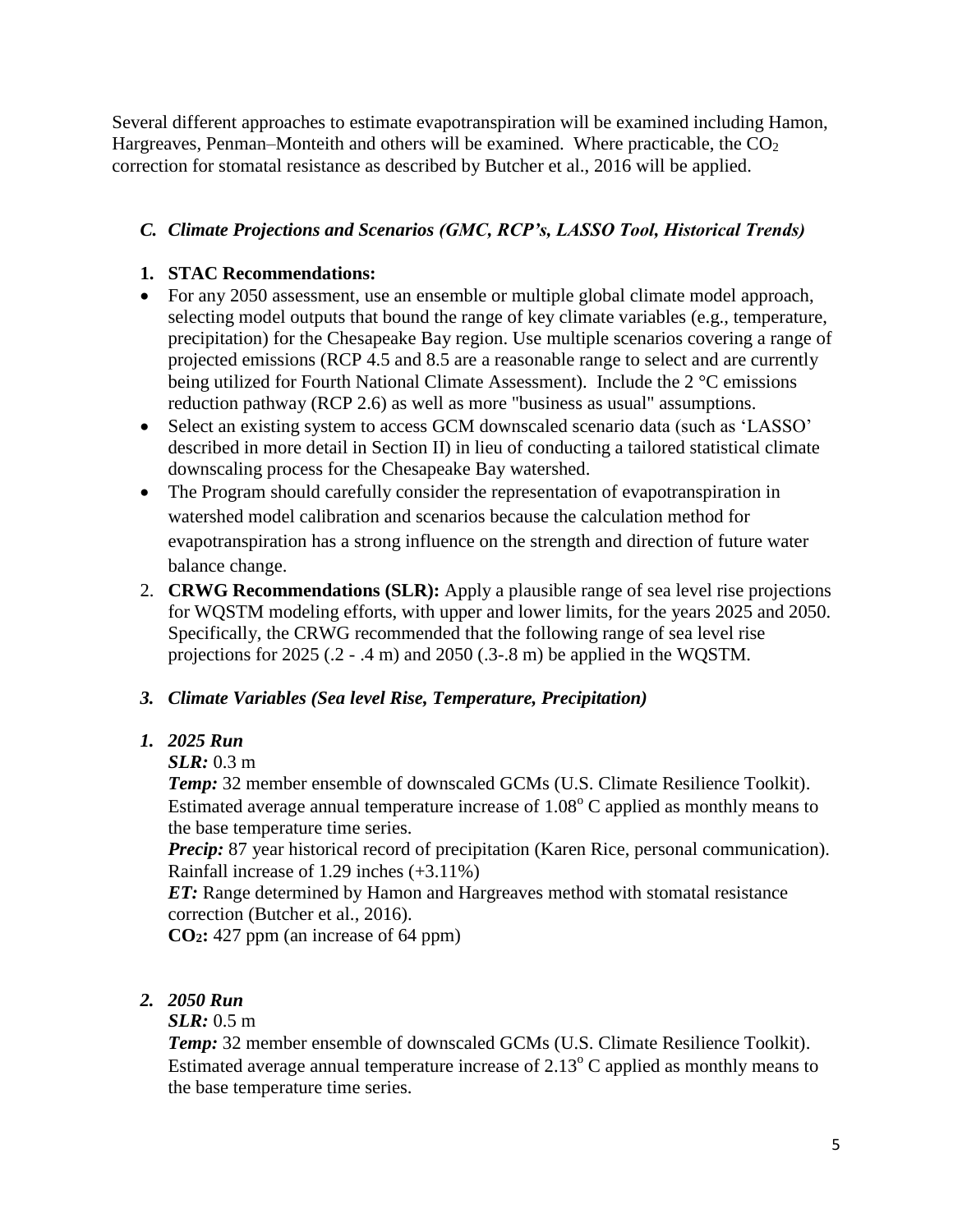Several different approaches to estimate evapotranspiration will be examined including Hamon, Hargreaves, Penman–Monteith and others will be examined. Where practicable, the $CO_2$ correction for stomatal resistance as described by Butcher et al., 2016 will be applied.

### *C. Climate Projections and Scenarios (GMC, RCP's, LASSO Tool, Historical Trends)*

1. **STAC Recommendations:**

- For any 2050 assessment, use an ensemble or multiple global climate model approach, selecting model outputs that bound the range of key climate variables (e.g., temperature, precipitation) for the Chesapeake Bay region. Use multiple scenarios covering a range of projected emissions (RCP 4.5 and 8.5 are a reasonable range to select and are currently being utilized for Fourth National Climate Assessment). Include the 2 °C emissions reduction pathway (RCP 2.6) as well as more "business as usual" assumptions.
- Select an existing system to access GCM downscaled scenario data (such as 'LASSO' described in more detail in Section II) in lieu of conducting a tailored statistical climate downscaling process for the Chesapeake Bay watershed.
- The Program should carefully consider the representation of evapotranspiration in watershed model calibration and scenarios because the calculation method for evapotranspiration has a strong influence on the strength and direction of future water balance change.

2. **CRWG Recommendations (SLR):** Apply a plausible range of sea level rise projections for WQSTM modeling efforts, with upper and lower limits, for the years 2025 and 2050. Specifically, the CRWG recommended that the following range of sea level rise projections for 2025 (.2 - .4 m) and 2050 (.3-.8 m) be applied in the WQSTM.

### *3. Climate Variables (Sea level Rise, Temperature, Precipitation)*

1. ***2025 Run***

   ***SLR:*** 0.3 m

   ***Temp:*** 32 member ensemble of downscaled GCMs (U.S. Climate Resilience Toolkit). Estimated average annual temperature increase of 1.08$^{o}$ C applied as monthly means to the base temperature time series.

   ***Precip:*** 87 year historical record of precipitation (Karen Rice, personal communication). Rainfall increase of 1.29 inches (+3.11%)

   ***ET:*** Range determined by Hamon and Hargreaves method with stomatal resistance correction (Butcher et al., 2016).

   **$CO_2$:** 427 ppm (an increase of 64 ppm)

2. ***2050 Run***

   ***SLR:*** 0.5 m

   ***Temp:*** 32 member ensemble of downscaled GCMs (U.S. Climate Resilience Toolkit). Estimated average annual temperature increase of 2.13$^{o}$ C applied as monthly means to the base temperature time series.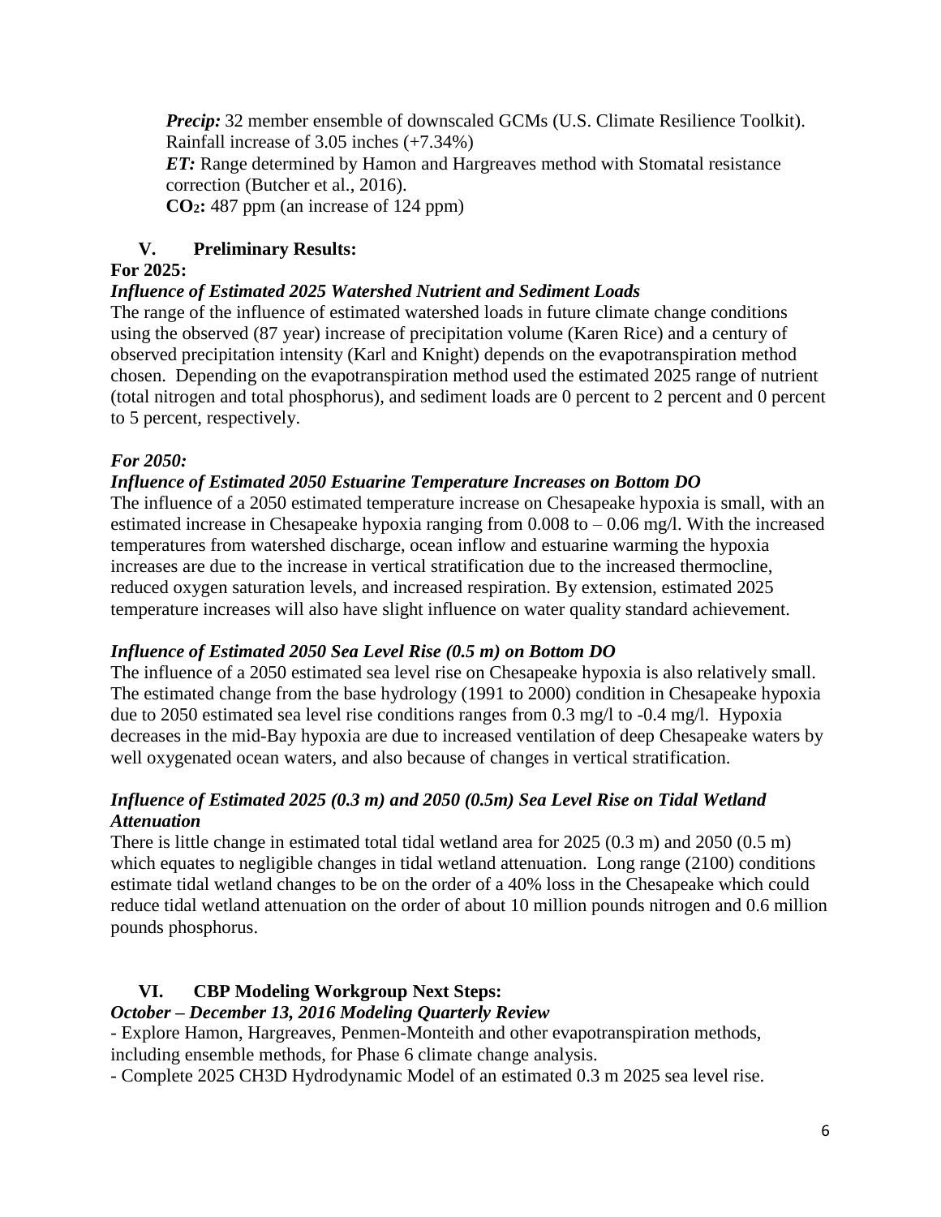*Precip:* 32 member ensemble of downscaled GCMs (U.S. Climate Resilience Toolkit). Rainfall increase of 3.05 inches (+7.34%)
*ET:* Range determined by Hamon and Hargreaves method with Stomatal resistance correction (Butcher et al., 2016).
**$CO_2$:** 487 ppm (an increase of 124 ppm)

## V. Preliminary Results:

**For 2025:**

***Influence of Estimated 2025 Watershed Nutrient and Sediment Loads***

The range of the influence of estimated watershed loads in future climate change conditions using the observed (87 year) increase of precipitation volume (Karen Rice) and a century of observed precipitation intensity (Karl and Knight) depends on the evapotranspiration method chosen. Depending on the evapotranspiration method used the estimated 2025 range of nutrient (total nitrogen and total phosphorus), and sediment loads are 0 percent to 2 percent and 0 percent to 5 percent, respectively.

***For 2050:***

***Influence of Estimated 2050 Estuarine Temperature Increases on Bottom DO***

The influence of a 2050 estimated temperature increase on Chesapeake hypoxia is small, with an estimated increase in Chesapeake hypoxia ranging from 0.008 to – 0.06 mg/l. With the increased temperatures from watershed discharge, ocean inflow and estuarine warming the hypoxia increases are due to the increase in vertical stratification due to the increased thermocline, reduced oxygen saturation levels, and increased respiration. By extension, estimated 2025 temperature increases will also have slight influence on water quality standard achievement.

***Influence of Estimated 2050 Sea Level Rise (0.5 m) on Bottom DO***

The influence of a 2050 estimated sea level rise on Chesapeake hypoxia is also relatively small. The estimated change from the base hydrology (1991 to 2000) condition in Chesapeake hypoxia due to 2050 estimated sea level rise conditions ranges from 0.3 mg/l to -0.4 mg/l. Hypoxia decreases in the mid-Bay hypoxia are due to increased ventilation of deep Chesapeake waters by well oxygenated ocean waters, and also because of changes in vertical stratification.

***Influence of Estimated 2025 (0.3 m) and 2050 (0.5m) Sea Level Rise on Tidal Wetland Attenuation***

There is little change in estimated total tidal wetland area for 2025 (0.3 m) and 2050 (0.5 m) which equates to negligible changes in tidal wetland attenuation. Long range (2100) conditions estimate tidal wetland changes to be on the order of a 40% loss in the Chesapeake which could reduce tidal wetland attenuation on the order of about 10 million pounds nitrogen and 0.6 million pounds phosphorus.

## VI. CBP Modeling Workgroup Next Steps:

***October – December 13, 2016 Modeling Quarterly Review***

- Explore Hamon, Hargreaves, Penmen-Monteith and other evapotranspiration methods, including ensemble methods, for Phase 6 climate change analysis.
- Complete 2025 CH3D Hydrodynamic Model of an estimated 0.3 m 2025 sea level rise.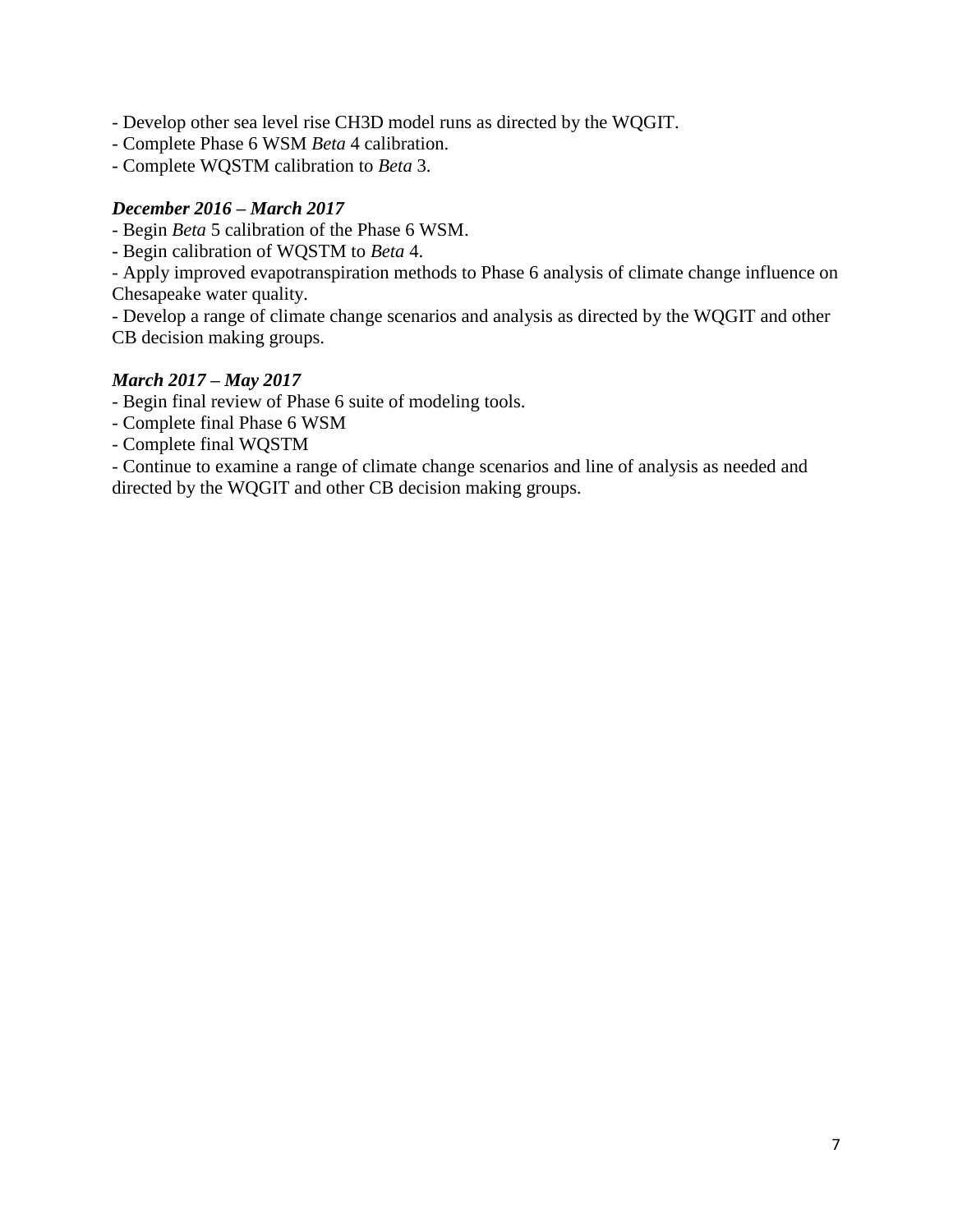- Develop other sea level rise CH3D model runs as directed by the WQGIT.
- Complete Phase 6 WSM *Beta* 4 calibration.
- Complete WQSTM calibration to *Beta* 3.

***December 2016 – March 2017***

- Begin *Beta* 5 calibration of the Phase 6 WSM.
- Begin calibration of WQSTM to *Beta* 4.
- Apply improved evapotranspiration methods to Phase 6 analysis of climate change influence on Chesapeake water quality.
- Develop a range of climate change scenarios and analysis as directed by the WQGIT and other CB decision making groups.

***March 2017 – May 2017***

- Begin final review of Phase 6 suite of modeling tools.
- Complete final Phase 6 WSM
- Complete final WQSTM
- Continue to examine a range of climate change scenarios and line of analysis as needed and directed by the WQGIT and other CB decision making groups.